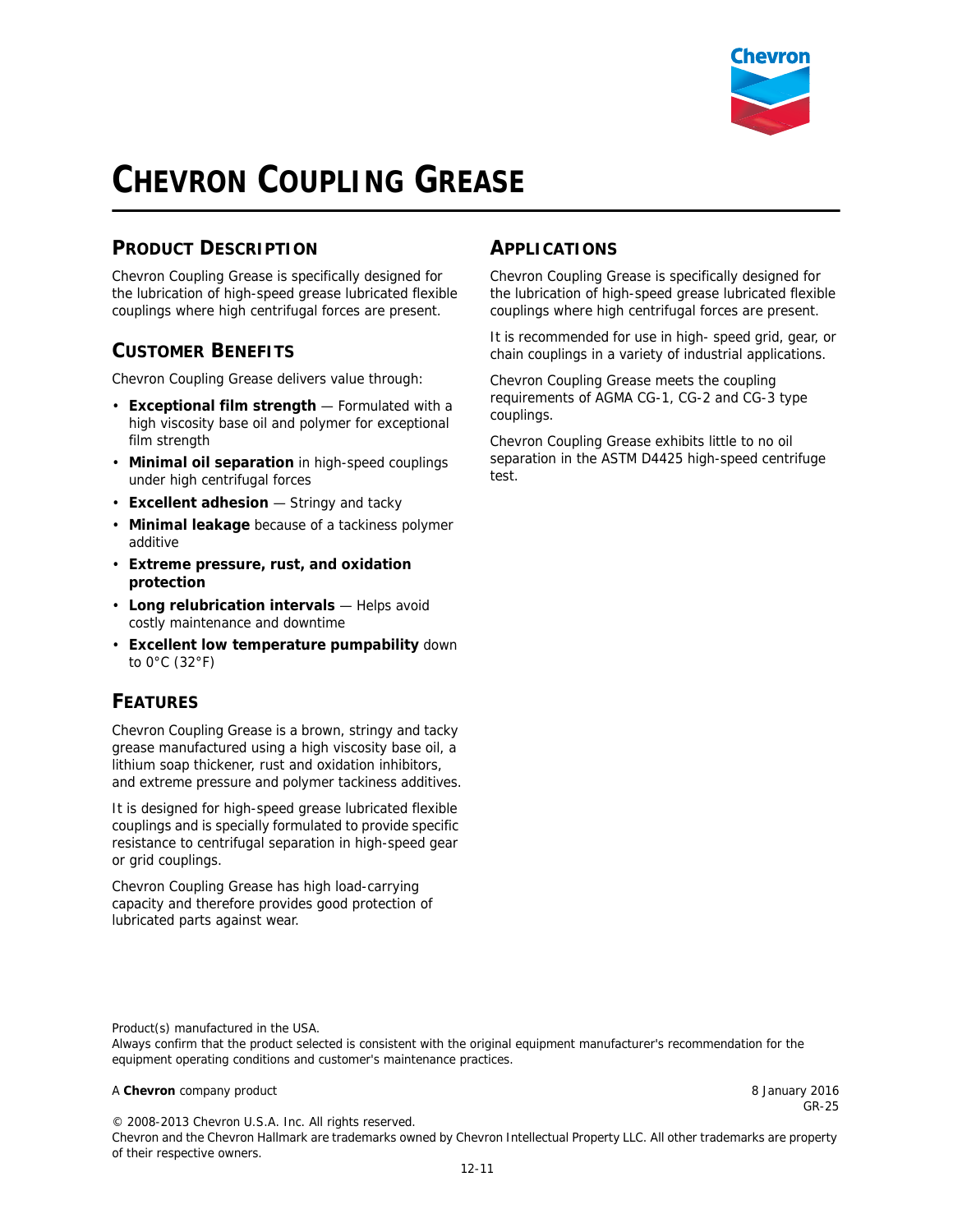# CHEVRON COUPLING GREASE

## PRODUCT DESCRIPTION

Chevron Coupling Grease is specifically designed for the lubrication of high-speed grease lubricated flexible couplings where high centrifugal forces are present.

## CUSTOMER BENEFITS

Chevron Coupling Grease delivers value through:

- **Exceptional film strength** — Formulated with a high viscosity base oil and polymer for exceptional film strength
- **Minimal oil separation** in high-speed couplings under high centrifugal forces
- **Excellent adhesion** — Stringy and tacky
- **Minimal leakage** because of a tackiness polymer additive
- **Extreme pressure, rust, and oxidation protection**
- **Long relubrication intervals** — Helps avoid costly maintenance and downtime
- **Excellent low temperature pumpability** down to 0°C (32°F)

## FEATURES

Chevron Coupling Grease is a brown, stringy and tacky grease manufactured using a high viscosity base oil, a lithium soap thickener, rust and oxidation inhibitors, and extreme pressure and polymer tackiness additives.

It is designed for high-speed grease lubricated flexible couplings and is specially formulated to provide specific resistance to centrifugal separation in high-speed gear or grid couplings.

Chevron Coupling Grease has high load-carrying capacity and therefore provides good protection of lubricated parts against wear.

## APPLICATIONS

Chevron Coupling Grease is specifically designed for the lubrication of high-speed grease lubricated flexible couplings where high centrifugal forces are present.

It is recommended for use in high- speed grid, gear, or chain couplings in a variety of industrial applications.

Chevron Coupling Grease meets the coupling requirements of AGMA CG-1, CG-2 and CG-3 type couplings.

Chevron Coupling Grease exhibits little to no oil separation in the ASTM D4425 high-speed centrifuge test.

Product(s) manufactured in the USA.
Always confirm that the product selected is consistent with the original equipment manufacturer's recommendation for the equipment operating conditions and customer's maintenance practices.

A **Chevron** company product

8 January 2016
GR-25

© 2008-2013 Chevron U.S.A. Inc. All rights reserved.
Chevron and the Chevron Hallmark are trademarks owned by Chevron Intellectual Property LLC. All other trademarks are property of their respective owners.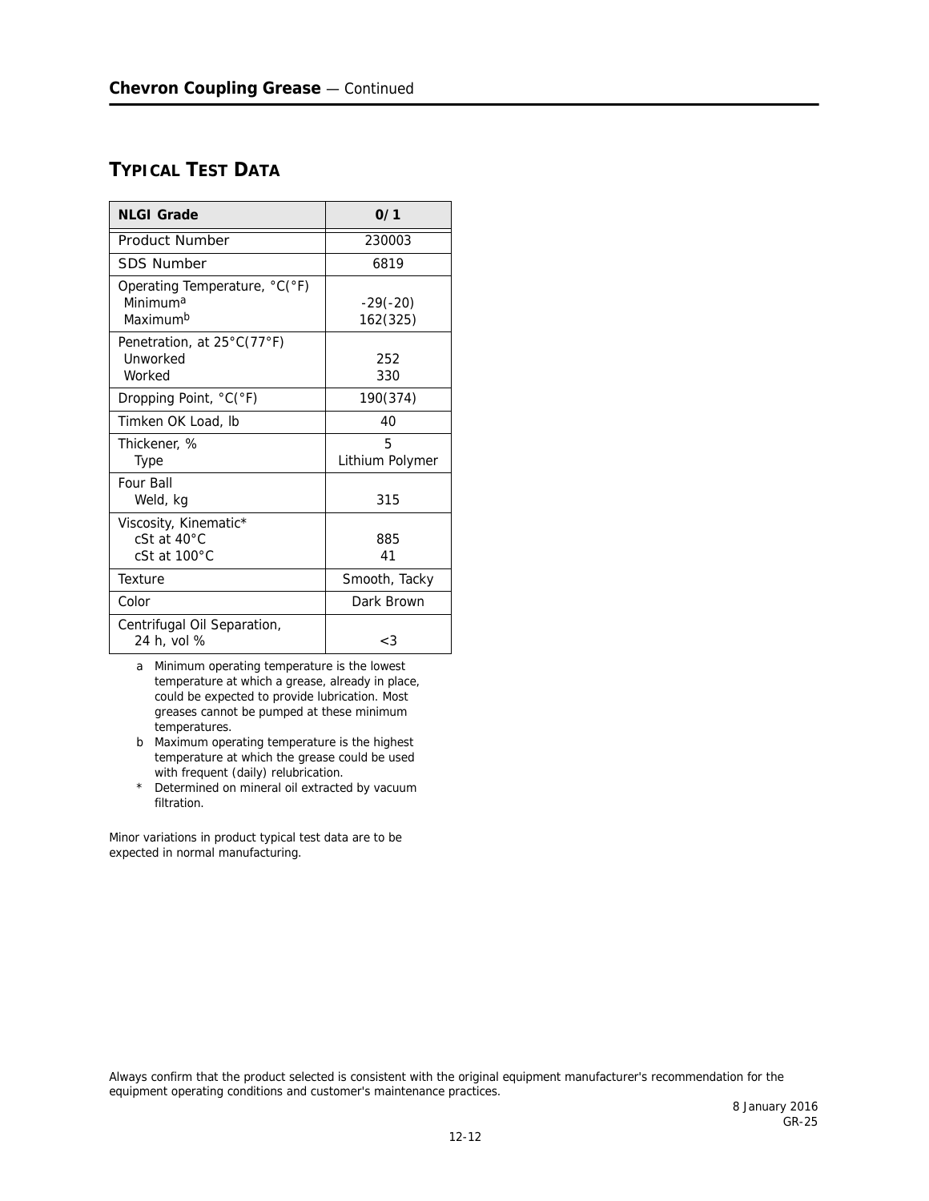## TYPICAL TEST DATA

| NLGI Grade | 0/1 |
|---|---|
| Product Number | 230003 |
| SDS Number | 6819 |
| Operating Temperature, °C(°F)<br>Minimum[a]<br>Maximum[b] | <br>-29(-20)<br>162(325) |
| Penetration, at 25°C(77°F)<br>Unworked<br>Worked | <br>252<br>330 |
| Dropping Point, °C(°F) | 190(374) |
| Timken OK Load, lb | 40 |
| Thickener, %<br>Type | 5<br>Lithium Polymer |
| Four Ball<br>Weld, kg | <br>315 |
| Viscosity, Kinematic*<br>cSt at 40°C<br>cSt at 100°C | <br>885<br>41 |
| Texture | Smooth, Tacky |
| Color | Dark Brown |
| Centrifugal Oil Separation,<br>24 h, vol % | <br><3 |

a Minimum operating temperature is the lowest temperature at which a grease, already in place, could be expected to provide lubrication. Most greases cannot be pumped at these minimum temperatures.

b Maximum operating temperature is the highest temperature at which the grease could be used with frequent (daily) relubrication.

\* Determined on mineral oil extracted by vacuum filtration.

Minor variations in product typical test data are to be expected in normal manufacturing.

Always confirm that the product selected is consistent with the original equipment manufacturer's recommendation for the equipment operating conditions and customer's maintenance practices.

8 January 2016
GR-25